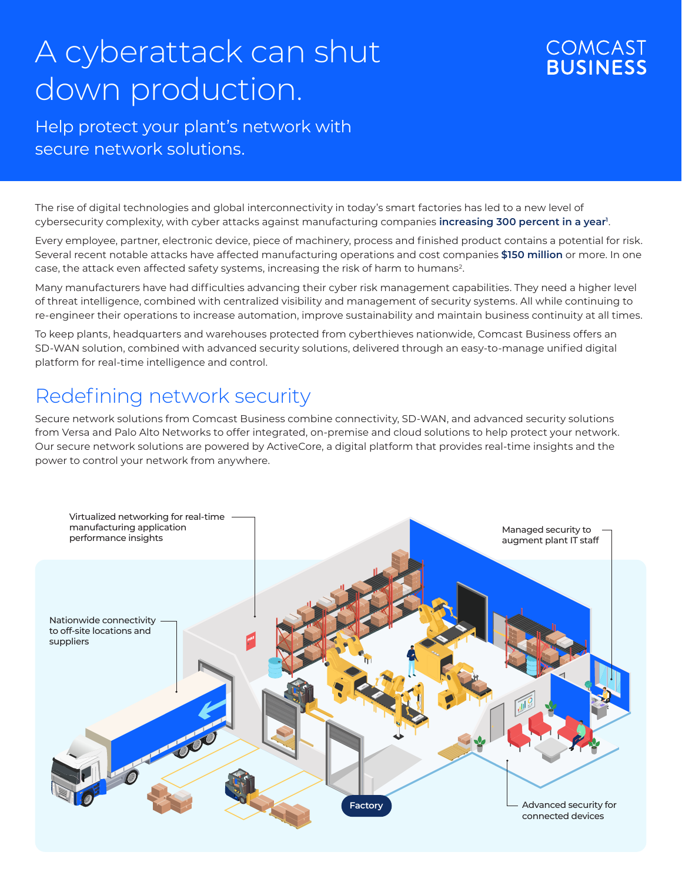# A cyberattack can shut down production.

## Help protect your plant's network with secure network solutions.

COMCAST BUSINESS

The rise of digital technologies and global interconnectivity in today's smart factories has led to a new level of cybersecurity complexity, with cyber attacks against manufacturing companies **increasing 300 percent in a year**[1].

Every employee, partner, electronic device, piece of machinery, process and finished product contains a potential for risk. Several recent notable attacks have affected manufacturing operations and cost companies **$150 million** or more. In one case, the attack even affected safety systems, increasing the risk of harm to humans[2].

Many manufacturers have had difficulties advancing their cyber risk management capabilities. They need a higher level of threat intelligence, combined with centralized visibility and management of security systems. All while continuing to re-engineer their operations to increase automation, improve sustainability and maintain business continuity at all times.

To keep plants, headquarters and warehouses protected from cyberthieves nationwide, Comcast Business offers an SD-WAN solution, combined with advanced security solutions, delivered through an easy-to-manage unified digital platform for real-time intelligence and control.

## Redefining network security

Secure network solutions from Comcast Business combine connectivity, SD-WAN, and advanced security solutions from Versa and Palo Alto Networks to offer integrated, on-premise and cloud solutions to help protect your network. Our secure network solutions are powered by ActiveCore, a digital platform that provides real-time insights and the power to control your network from anywhere.

- Virtualized networking for real-time manufacturing application performance insights
- Managed security to augment plant IT staff
- Nationwide connectivity to off-site locations and suppliers
- Advanced security for connected devices

Factory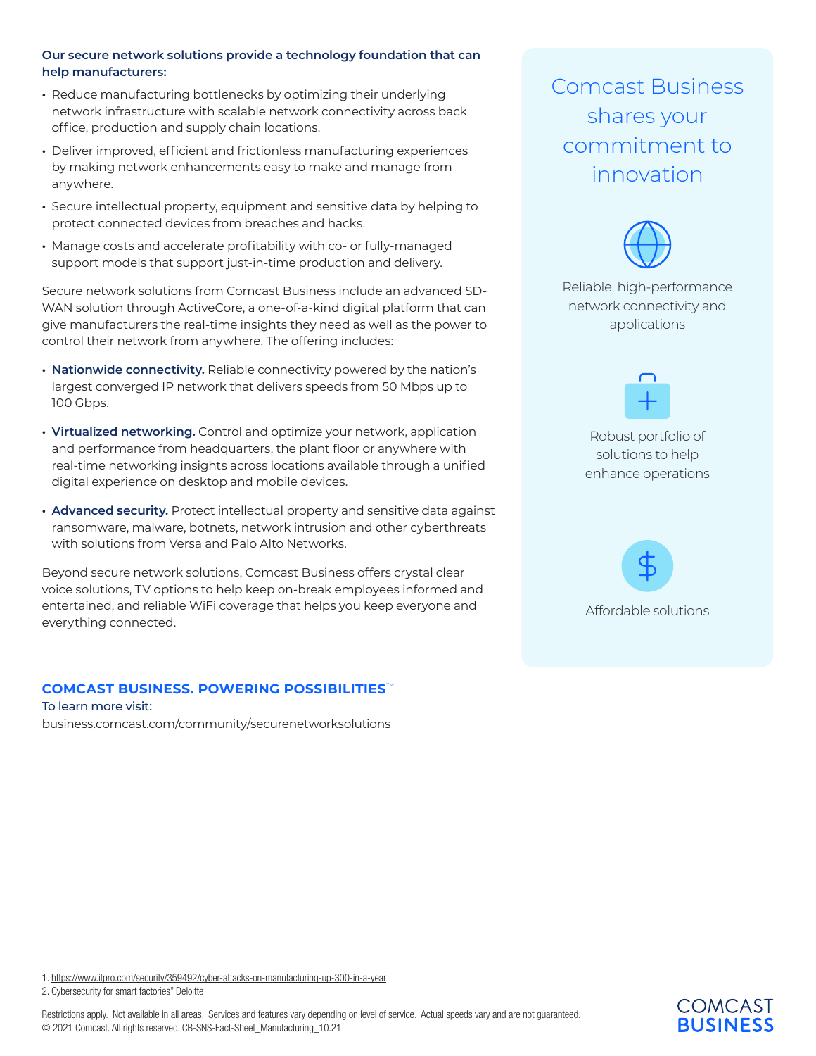**Our secure network solutions provide a technology foundation that can help manufacturers:**

- Reduce manufacturing bottlenecks by optimizing their underlying network infrastructure with scalable network connectivity across back office, production and supply chain locations.
- Deliver improved, efficient and frictionless manufacturing experiences by making network enhancements easy to make and manage from anywhere.
- Secure intellectual property, equipment and sensitive data by helping to protect connected devices from breaches and hacks.
- Manage costs and accelerate profitability with co- or fully-managed support models that support just-in-time production and delivery.

Secure network solutions from Comcast Business include an advanced SD-WAN solution through ActiveCore, a one-of-a-kind digital platform that can give manufacturers the real-time insights they need as well as the power to control their network from anywhere. The offering includes:

- **Nationwide connectivity.** Reliable connectivity powered by the nation's largest converged IP network that delivers speeds from 50 Mbps up to 100 Gbps.
- **Virtualized networking.** Control and optimize your network, application and performance from headquarters, the plant floor or anywhere with real-time networking insights across locations available through a unified digital experience on desktop and mobile devices.
- **Advanced security.** Protect intellectual property and sensitive data against ransomware, malware, botnets, network intrusion and other cyberthreats with solutions from Versa and Palo Alto Networks.

Beyond secure network solutions, Comcast Business offers crystal clear voice solutions, TV options to help keep on-break employees informed and entertained, and reliable WiFi coverage that helps you keep everyone and everything connected.

## Comcast Business shares your commitment to innovation

Reliable, high-performance network connectivity and applications

Robust portfolio of solutions to help enhance operations

Affordable solutions

**COMCAST BUSINESS. POWERING POSSIBILITIES™**

To learn more visit:
business.comcast.com/community/securenetworksolutions

1. https://www.itpro.com/security/359492/cyber-attacks-on-manufacturing-up-300-in-a-year
2. Cybersecurity for smart factories" Deloitte

Restrictions apply. Not available in all areas. Services and features vary depending on level of service. Actual speeds vary and are not guaranteed.
© 2021 Comcast. All rights reserved. CB-SNS-Fact-Sheet_Manufacturing_10.21

COMCAST BUSINESS